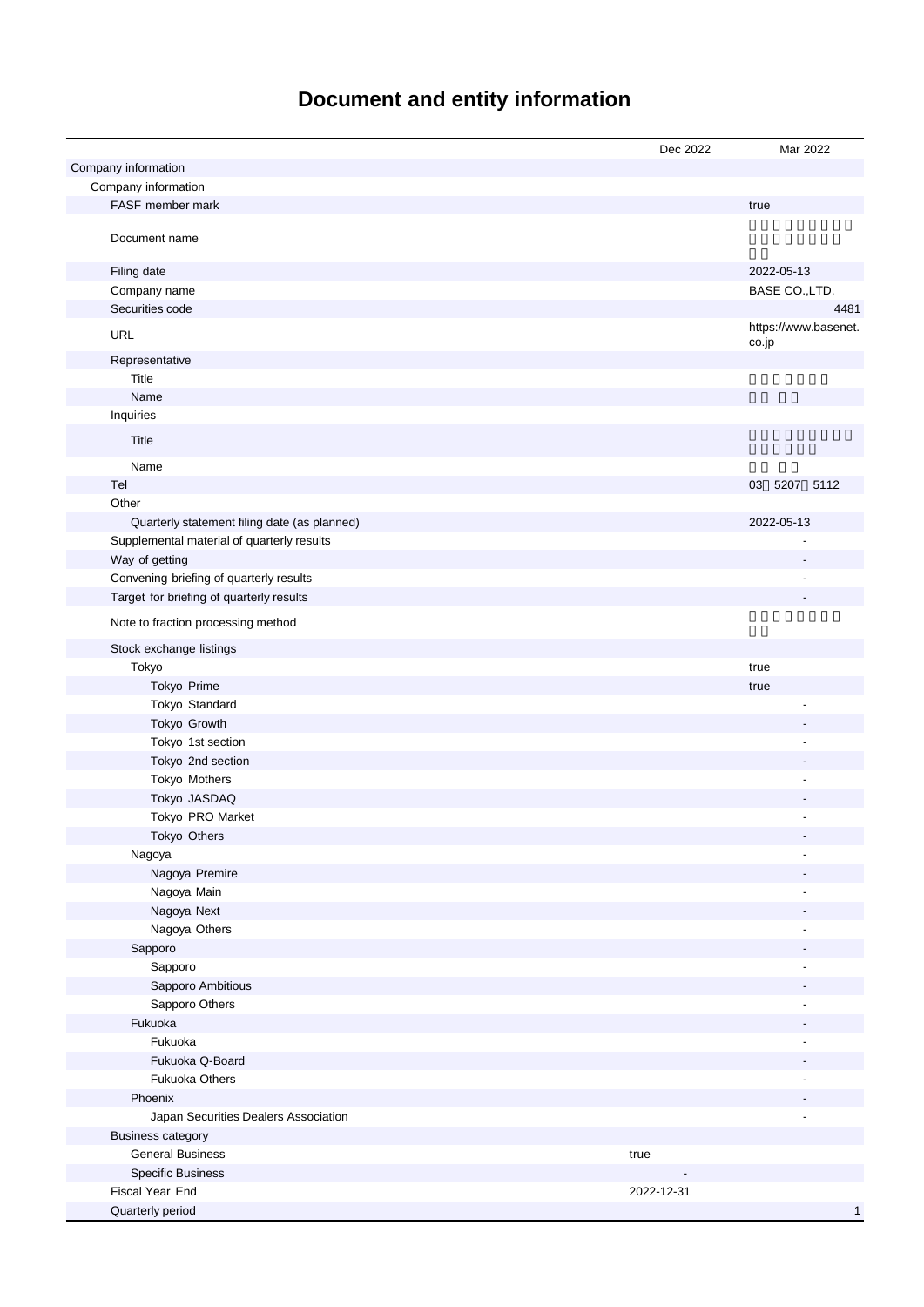# Document and entity information

| | Dec 2022 | Mar 2022 |
|---|---|---|
| Company information | | |
| Company information | | |
| FASF member mark | | true |
| Document name | | |
| Filing date | | 2022-05-13 |
| Company name | | BASE CO.,LTD. |
| Securities code | | 4481 |
| URL | | https://www.basenet.co.jp |
| Representative | | |
| Title | | |
| Name | | |
| Inquiries | | |
| Title | | |
| Name | | |
| Tel | | 03 5207 5112 |
| Other | | |
| Quarterly statement filing date (as planned) | | 2022-05-13 |
| Supplemental material of quarterly results | | - |
| Way of getting | | - |
| Convening briefing of quarterly results | | - |
| Target for briefing of quarterly results | | - |
| Note to fraction processing method | | |
| Stock exchange listings | | |
| Tokyo | | true |
| Tokyo Prime | | true |
| Tokyo Standard | | - |
| Tokyo Growth | | - |
| Tokyo 1st section | | - |
| Tokyo 2nd section | | - |
| Tokyo Mothers | | - |
| Tokyo JASDAQ | | - |
| Tokyo PRO Market | | - |
| Tokyo Others | | - |
| Nagoya | | - |
| Nagoya Premire | | - |
| Nagoya Main | | - |
| Nagoya Next | | - |
| Nagoya Others | | - |
| Sapporo | | - |
| Sapporo | | - |
| Sapporo Ambitious | | - |
| Sapporo Others | | - |
| Fukuoka | | - |
| Fukuoka | | - |
| Fukuoka Q-Board | | - |
| Fukuoka Others | | - |
| Phoenix | | - |
| Japan Securities Dealers Association | | - |
| Business category | | |
| General Business | true | |
| Specific Business | - | |
| Fiscal Year End | 2022-12-31 | |
| Quarterly period | | 1 |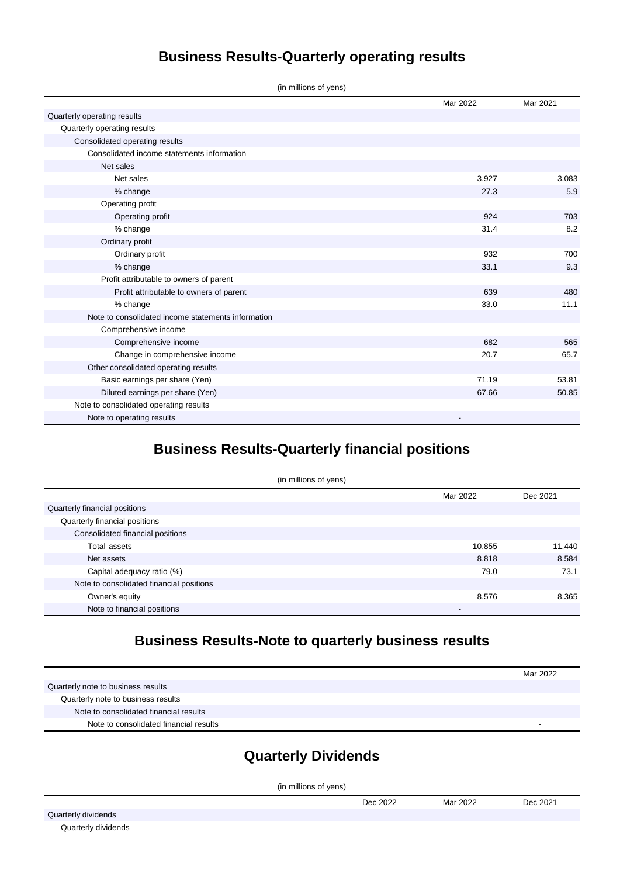## Business Results-Quarterly operating results

(in millions of yens)

| | Mar 2022 | Mar 2021 |
|---|---|---|
| Quarterly operating results | | |
| Quarterly operating results | | |
| Consolidated operating results | | |
| Consolidated income statements information | | |
| Net sales | | |
| Net sales | 3,927 | 3,083 |
| % change | 27.3 | 5.9 |
| Operating profit | | |
| Operating profit | 924 | 703 |
| % change | 31.4 | 8.2 |
| Ordinary profit | | |
| Ordinary profit | 932 | 700 |
| % change | 33.1 | 9.3 |
| Profit attributable to owners of parent | | |
| Profit attributable to owners of parent | 639 | 480 |
| % change | 33.0 | 11.1 |
| Note to consolidated income statements information | | |
| Comprehensive income | | |
| Comprehensive income | 682 | 565 |
| Change in comprehensive income | 20.7 | 65.7 |
| Other consolidated operating results | | |
| Basic earnings per share (Yen) | 71.19 | 53.81 |
| Diluted earnings per share (Yen) | 67.66 | 50.85 |
| Note to consolidated operating results | | |
| Note to operating results | - | |

## Business Results-Quarterly financial positions

(in millions of yens)

| | Mar 2022 | Dec 2021 |
|---|---|---|
| Quarterly financial positions | | |
| Quarterly financial positions | | |
| Consolidated financial positions | | |
| Total assets | 10,855 | 11,440 |
| Net assets | 8,818 | 8,584 |
| Capital adequacy ratio (%) | 79.0 | 73.1 |
| Note to consolidated financial positions | | |
| Owner's equity | 8,576 | 8,365 |
| Note to financial positions | - | |

## Business Results-Note to quarterly business results

| | Mar 2022 |
|---|---|
| Quarterly note to business results | |
| Quarterly note to business results | |
| Note to consolidated financial results | |
| Note to consolidated financial results | - |

## Quarterly Dividends

(in millions of yens)

| | Dec 2022 | Mar 2022 | Dec 2021 |
|---|---|---|---|
| Quarterly dividends | | | |
| Quarterly dividends | | | |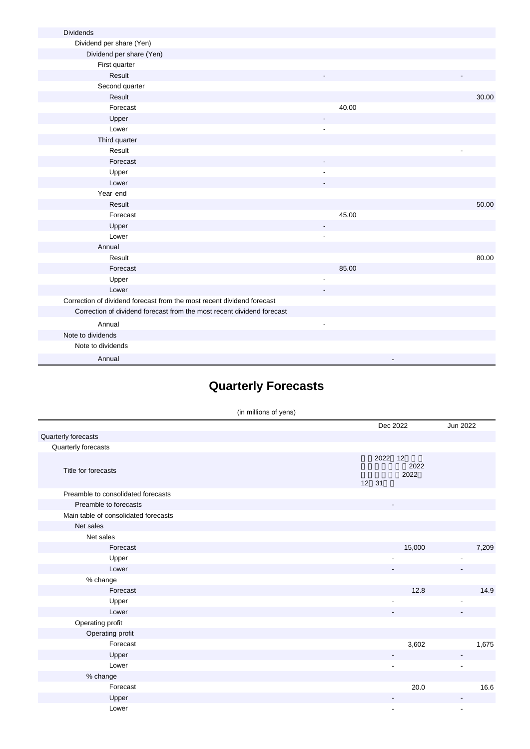| | | |
|---|---|---|
| Dividends | | |
| Dividend per share (Yen) | | |
| Dividend per share (Yen) | | |
| First quarter | | |
| Result | - | - |
| Second quarter | | |
| Result | | 30.00 |
| Forecast | 40.00 | |
| Upper | - | |
| Lower | - | |
| Third quarter | | |
| Result | | - |
| Forecast | - | |
| Upper | - | |
| Lower | - | |
| Year end | | |
| Result | | 50.00 |
| Forecast | 45.00 | |
| Upper | - | |
| Lower | - | |
| Annual | | |
| Result | | 80.00 |
| Forecast | 85.00 | |
| Upper | - | |
| Lower | - | |
| Correction of dividend forecast from the most recent dividend forecast | | |
| Correction of dividend forecast from the most recent dividend forecast | | |
| Annual | - | |
| Note to dividends | | |
| Note to dividends | | |
| Annual | - | |

# Quarterly Forecasts

(in millions of yens)

| | Dec 2022 | Jun 2022 |
|---|---|---|
| Quarterly forecasts | | |
| Quarterly forecasts | | |
| Title for forecasts | 2022 12 2022 2022 12 31 | |
| Preamble to consolidated forecasts | | |
| Preamble to forecasts | - | |
| Main table of consolidated forecasts | | |
| Net sales | | |
| Net sales | | |
| Forecast | 15,000 | 7,209 |
| Upper | - | - |
| Lower | - | - |
| % change | | |
| Forecast | 12.8 | 14.9 |
| Upper | - | - |
| Lower | - | - |
| Operating profit | | |
| Operating profit | | |
| Forecast | 3,602 | 1,675 |
| Upper | - | - |
| Lower | - | - |
| % change | | |
| Forecast | 20.0 | 16.6 |
| Upper | - | - |
| Lower | - | - |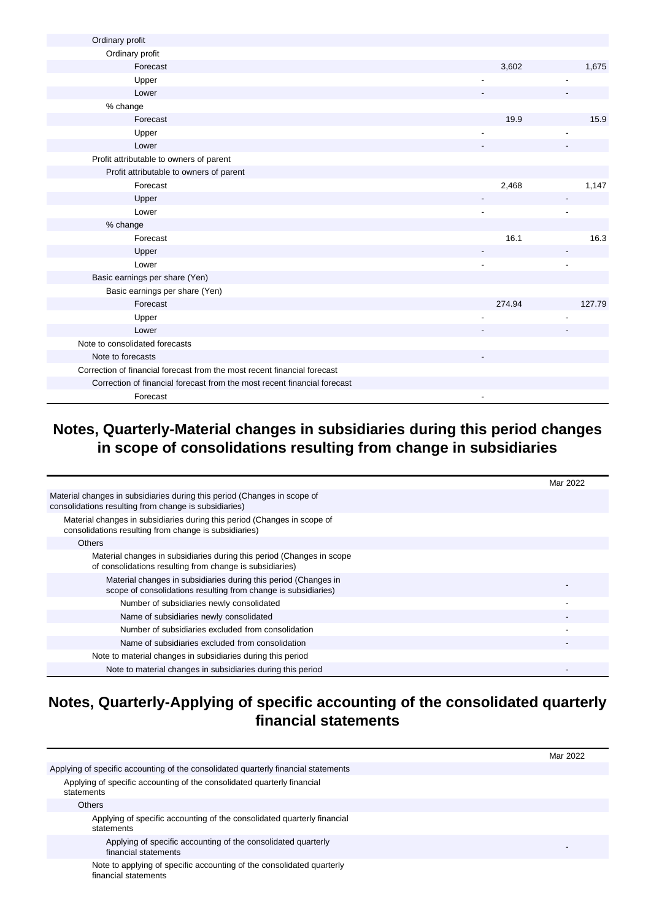| | | |
|---|---|---|
| Ordinary profit | | |
| Ordinary profit | | |
| Forecast | 3,602 | 1,675 |
| Upper | - | - |
| Lower | - | - |
| % change | | |
| Forecast | 19.9 | 15.9 |
| Upper | - | - |
| Lower | - | - |
| Profit attributable to owners of parent | | |
| Profit attributable to owners of parent | | |
| Forecast | 2,468 | 1,147 |
| Upper | - | - |
| Lower | - | - |
| % change | | |
| Forecast | 16.1 | 16.3 |
| Upper | - | - |
| Lower | - | - |
| Basic earnings per share (Yen) | | |
| Basic earnings per share (Yen) | | |
| Forecast | 274.94 | 127.79 |
| Upper | - | - |
| Lower | - | - |
| Note to consolidated forecasts | | |
| Note to forecasts | - | |
| Correction of financial forecast from the most recent financial forecast | | |
| Correction of financial forecast from the most recent financial forecast | | |
| Forecast | - | |

## Notes, Quarterly-Material changes in subsidiaries during this period changes in scope of consolidations resulting from change in subsidiaries

| | Mar 2022 |
|---|---|
| Material changes in subsidiaries during this period (Changes in scope of consolidations resulting from change is subsidiaries) | |
| Material changes in subsidiaries during this period (Changes in scope of consolidations resulting from change is subsidiaries) | |
| Others | |
| Material changes in subsidiaries during this period (Changes in scope of consolidations resulting from change is subsidiaries) | |
| Material changes in subsidiaries during this period (Changes in scope of consolidations resulting from change is subsidiaries) | - |
| Number of subsidiaries newly consolidated | - |
| Name of subsidiaries newly consolidated | - |
| Number of subsidiaries excluded from consolidation | - |
| Name of subsidiaries excluded from consolidation | - |
| Note to material changes in subsidiaries during this period | |
| Note to material changes in subsidiaries during this period | - |

## Notes, Quarterly-Applying of specific accounting of the consolidated quarterly financial statements

| | Mar 2022 |
|---|---|
| Applying of specific accounting of the consolidated quarterly financial statements | |
| Applying of specific accounting of the consolidated quarterly financial statements | |
| Others | |
| Applying of specific accounting of the consolidated quarterly financial statements | |
| Applying of specific accounting of the consolidated quarterly financial statements | - |
| Note to applying of specific accounting of the consolidated quarterly financial statements | |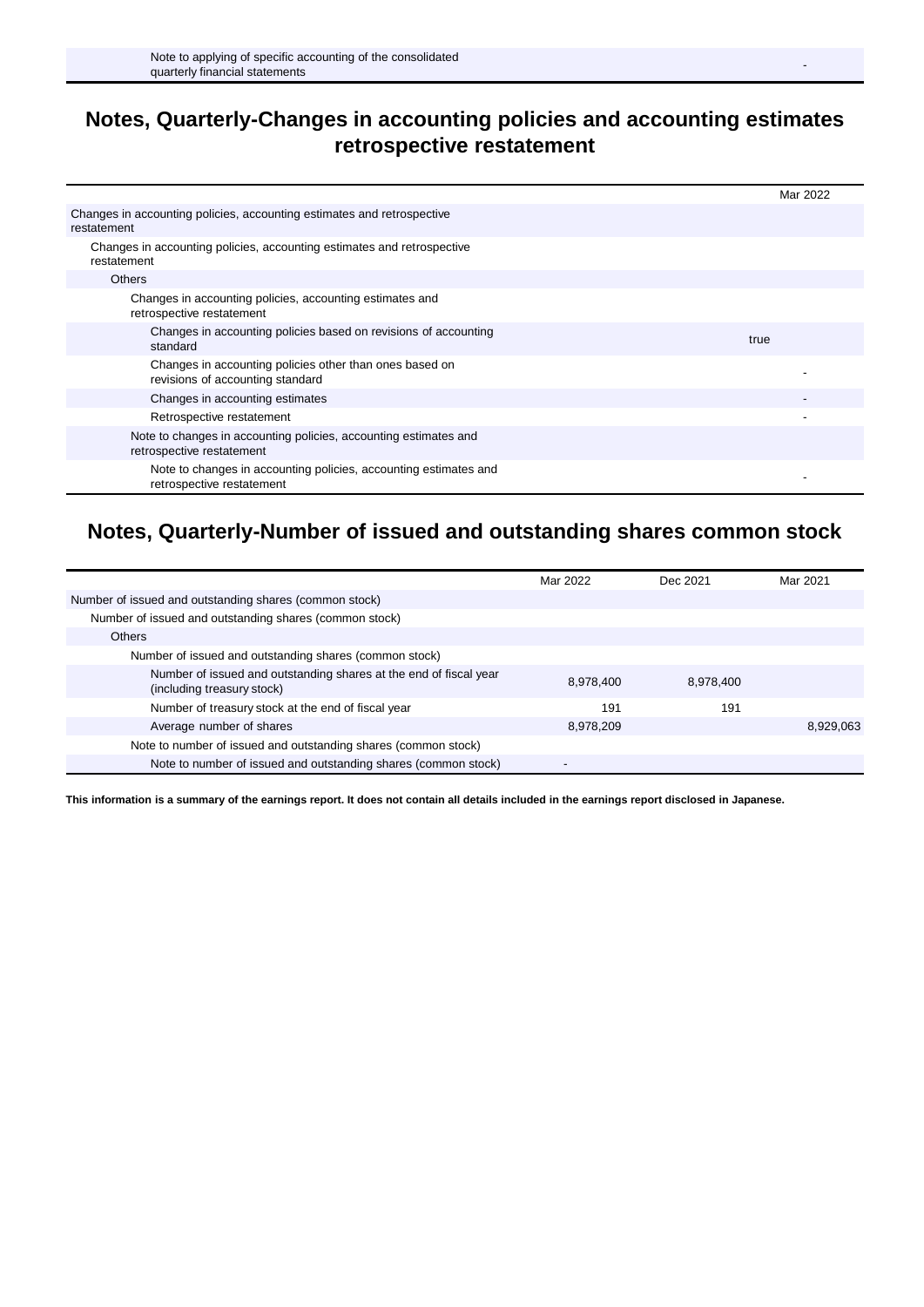| | |
|---|---|
| Note to applying of specific accounting of the consolidated quarterly financial statements | - |

# Notes, Quarterly-Changes in accounting policies and accounting estimates retrospective restatement

| | Mar 2022 |
|---|---|
| Changes in accounting policies, accounting estimates and retrospective restatement | |
| Changes in accounting policies, accounting estimates and retrospective restatement | |
| Others | |
| Changes in accounting policies, accounting estimates and retrospective restatement | |
| Changes in accounting policies based on revisions of accounting standard | true |
| Changes in accounting policies other than ones based on revisions of accounting standard | - |
| Changes in accounting estimates | - |
| Retrospective restatement | - |
| Note to changes in accounting policies, accounting estimates and retrospective restatement | |
| Note to changes in accounting policies, accounting estimates and retrospective restatement | - |

# Notes, Quarterly-Number of issued and outstanding shares common stock

| | Mar 2022 | Dec 2021 | Mar 2021 |
|---|---|---|---|
| Number of issued and outstanding shares (common stock) | | | |
| Number of issued and outstanding shares (common stock) | | | |
| Others | | | |
| Number of issued and outstanding shares (common stock) | | | |
| Number of issued and outstanding shares at the end of fiscal year (including treasury stock) | 8,978,400 | 8,978,400 | |
| Number of treasury stock at the end of fiscal year | 191 | 191 | |
| Average number of shares | 8,978,209 | | 8,929,063 |
| Note to number of issued and outstanding shares (common stock) | | | |
| Note to number of issued and outstanding shares (common stock) | - | | |

**This information is a summary of the earnings report. It does not contain all details included in the earnings report disclosed in Japanese.**